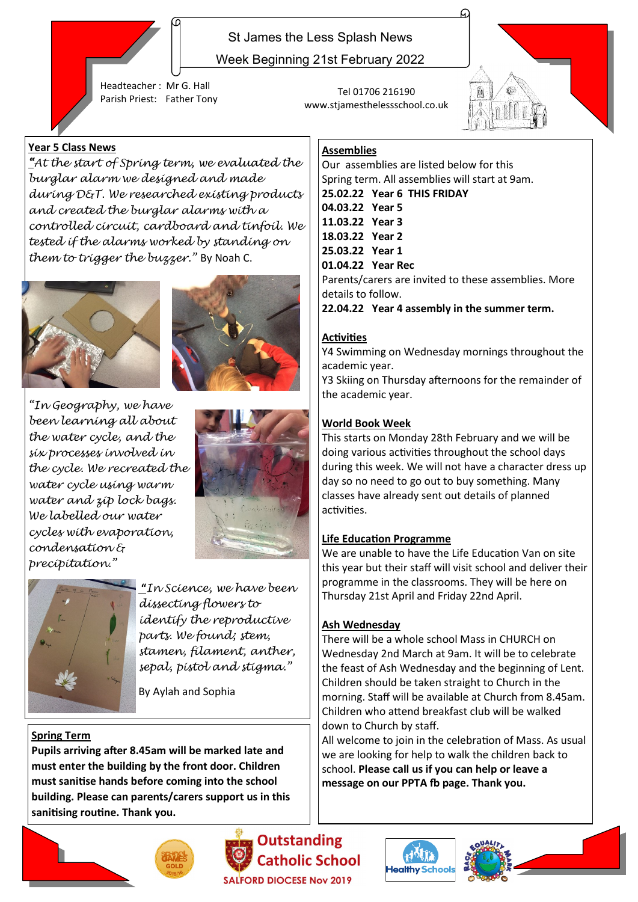# St James the Less Splash News

## Week Beginning 21st February 2022

Headteacher : Mr G. Hall
Parish Priest: Father Tony

Tel 01706 216190
www.stjamesthelessschool.co.uk

## Year 5 Class News

*"At the start of Spring term, we evaluated the burglar alarm we designed and made during D&T. We researched existing products and created the burglar alarms with a controlled circuit, cardboard and tinfoil. We tested if the alarms worked by standing on them to trigger the buzzer."* By Noah C.

*"In Geography, we have been learning all about the water cycle, and the six processes involved in the cycle. We recreated the water cycle using warm water and zip lock bags. We labelled our water cycles with evaporation, condensation & precipitation."*

*"In Science, we have been dissecting flowers to identify the reproductive parts. We found; stem, stamen, filament, anther, sepal, pistol and stigma."*

By Aylah and Sophia

## Spring Term

**Pupils arriving after 8.45am will be marked late and must enter the building by the front door. Children must sanitise hands before coming into the school building. Please can parents/carers support us in this sanitising routine. Thank you.**

## Assemblies

Our assemblies are listed below for this Spring term. All assemblies will start at 9am.

**25.02.22 Year 6 THIS FRIDAY**
**04.03.22 Year 5**
**11.03.22 Year 3**
**18.03.22 Year 2**
**25.03.22 Year 1**
**01.04.22 Year Rec**

Parents/carers are invited to these assemblies. More details to follow.

**22.04.22 Year 4 assembly in the summer term.**

## Activities

Y4 Swimming on Wednesday mornings throughout the academic year.
Y3 Skiing on Thursday afternoons for the remainder of the academic year.

## World Book Week

This starts on Monday 28th February and we will be doing various activities throughout the school days during this week. We will not have a character dress up day so no need to go out to buy something. Many classes have already sent out details of planned activities.

## Life Education Programme

We are unable to have the Life Education Van on site this year but their staff will visit school and deliver their programme in the classrooms. They will be here on Thursday 21st April and Friday 22nd April.

## Ash Wednesday

There will be a whole school Mass in CHURCH on Wednesday 2nd March at 9am. It will be to celebrate the feast of Ash Wednesday and the beginning of Lent. Children should be taken straight to Church in the morning. Staff will be available at Church from 8.45am. Children who attend breakfast club will be walked down to Church by staff.

All welcome to join in the celebration of Mass. As usual we are looking for help to walk the children back to school. **Please call us if you can help or leave a message on our PPTA fb page. Thank you.**

Outstanding Catholic School
SALFORD DIOCESE Nov 2019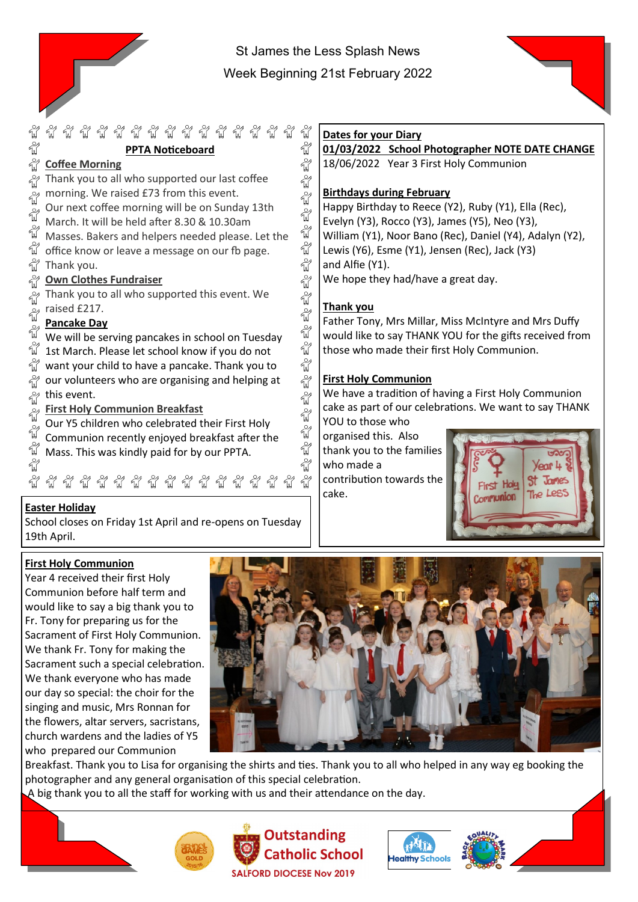# St James the Less Splash News

Week Beginning 21st February 2022

## PPTA Noticeboard

**Coffee Morning**

Thank you to all who supported our last coffee morning. We raised £73 from this event. Our next coffee morning will be on Sunday 13th March. It will be held after 8.30 & 10.30am Masses. Bakers and helpers needed please. Let the office know or leave a message on our fb page. Thank you.

**Own Clothes Fundraiser**

Thank you to all who supported this event. We raised £217.

**Pancake Day**

We will be serving pancakes in school on Tuesday 1st March. Please let school know if you do not want your child to have a pancake. Thank you to our volunteers who are organising and helping at this event.

**First Holy Communion Breakfast**

Our Y5 children who celebrated their First Holy Communion recently enjoyed breakfast after the Mass. This was kindly paid for by our PPTA.

## Easter Holiday

School closes on Friday 1st April and re-opens on Tuesday 19th April.

## Dates for your Diary

**01/03/2022 School Photographer NOTE DATE CHANGE**

18/06/2022 Year 3 First Holy Communion

## Birthdays during February

Happy Birthday to Reece (Y2), Ruby (Y1), Ella (Rec), Evelyn (Y3), Rocco (Y3), James (Y5), Neo (Y3), William (Y1), Noor Bano (Rec), Daniel (Y4), Adalyn (Y2), Lewis (Y6), Esme (Y1), Jensen (Rec), Jack (Y3) and Alfie (Y1).

We hope they had/have a great day.

## Thank you

Father Tony, Mrs Millar, Miss McIntyre and Mrs Duffy would like to say THANK YOU for the gifts received from those who made their first Holy Communion.

## First Holy Communion

We have a tradition of having a First Holy Communion cake as part of our celebrations. We want to say THANK YOU to those who organised this. Also thank you to the families who made a contribution towards the cake.

## First Holy Communion

Year 4 received their first Holy Communion before half term and would like to say a big thank you to Fr. Tony for preparing us for the Sacrament of First Holy Communion. We thank Fr. Tony for making the Sacrament such a special celebration. We thank everyone who has made our day so special: the choir for the singing and music, Mrs Ronnan for the flowers, altar servers, sacristans, church wardens and the ladies of Y5 who prepared our Communion Breakfast. Thank you to Lisa for organising the shirts and ties. Thank you to all who helped in any way eg booking the photographer and any general organisation of this special celebration.

A big thank you to all the staff for working with us and their attendance on the day.

Outstanding Catholic School

SALFORD DIOCESE Nov 2019